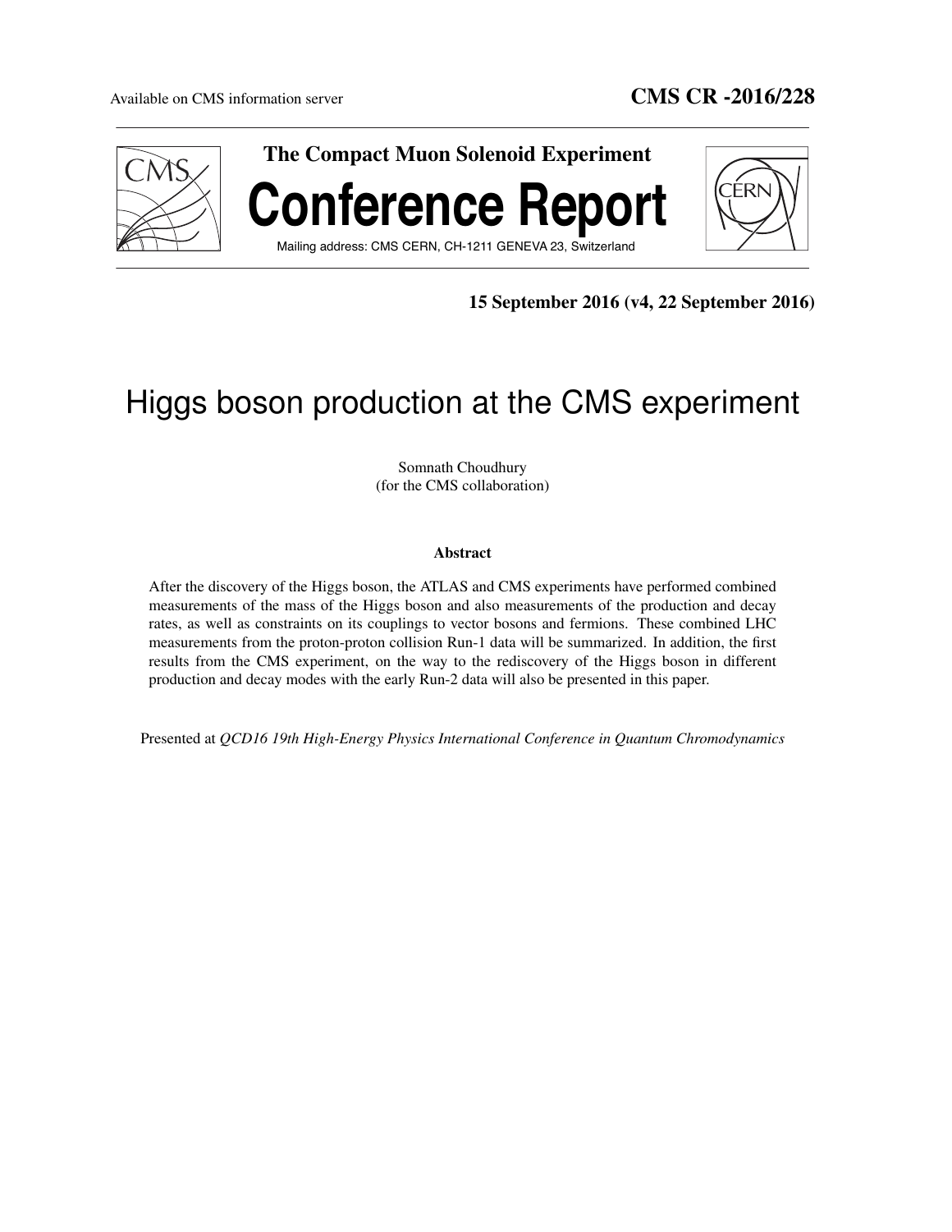Available on CMS information server **CMS CR -2016/228**

**The Compact Muon Solenoid Experiment**

# Conference Report

Mailing address: CMS CERN, CH-1211 GENEVA 23, Switzerland

**15 September 2016 (v4, 22 September 2016)**

# Higgs boson production at the CMS experiment

Somnath Choudhury
(for the CMS collaboration)

**Abstract**

After the discovery of the Higgs boson, the ATLAS and CMS experiments have performed combined measurements of the mass of the Higgs boson and also measurements of the production and decay rates, as well as constraints on its couplings to vector bosons and fermions. These combined LHC measurements from the proton-proton collision Run-1 data will be summarized. In addition, the first results from the CMS experiment, on the way to the rediscovery of the Higgs boson in different production and decay modes with the early Run-2 data will also be presented in this paper.

Presented at *QCD16 19th High-Energy Physics International Conference in Quantum Chromodynamics*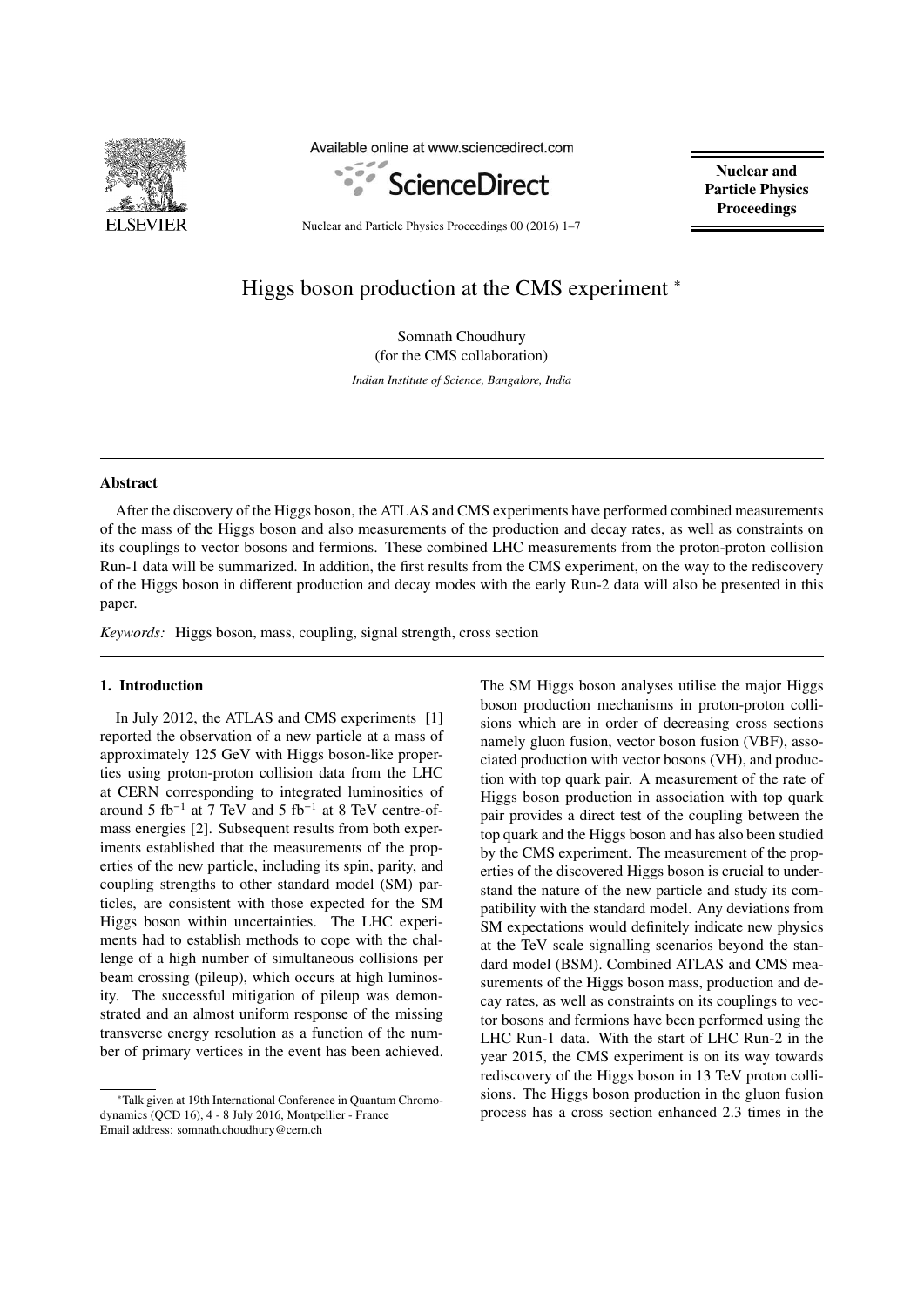# Higgs boson production at the CMS experiment *

Somnath Choudhury
(for the CMS collaboration)

*Indian Institute of Science, Bangalore, India*

## Abstract

After the discovery of the Higgs boson, the ATLAS and CMS experiments have performed combined measurements of the mass of the Higgs boson and also measurements of the production and decay rates, as well as constraints on its couplings to vector bosons and fermions. These combined LHC measurements from the proton-proton collision Run-1 data will be summarized. In addition, the first results from the CMS experiment, on the way to the rediscovery of the Higgs boson in different production and decay modes with the early Run-2 data will also be presented in this paper.

*Keywords:* Higgs boson, mass, coupling, signal strength, cross section

## 1. Introduction

In July 2012, the ATLAS and CMS experiments [1] reported the observation of a new particle at a mass of approximately 125 GeV with Higgs boson-like properties using proton-proton collision data from the LHC at CERN corresponding to integrated luminosities of around 5 $\mathrm{fb}^{-1}$ at 7 TeV and 5 $\mathrm{fb}^{-1}$ at 8 TeV centre-of-mass energies [2]. Subsequent results from both experiments established that the measurements of the properties of the new particle, including its spin, parity, and coupling strengths to other standard model (SM) particles, are consistent with those expected for the SM Higgs boson within uncertainties. The LHC experiments had to establish methods to cope with the challenge of a high number of simultaneous collisions per beam crossing (pileup), which occurs at high luminosity. The successful mitigation of pileup was demonstrated and an almost uniform response of the missing transverse energy resolution as a function of the number of primary vertices in the event has been achieved. The SM Higgs boson analyses utilise the major Higgs boson production mechanisms in proton-proton collisions which are in order of decreasing cross sections namely gluon fusion, vector boson fusion (VBF), associated production with vector bosons (VH), and production with top quark pair. A measurement of the rate of Higgs boson production in association with top quark pair provides a direct test of the coupling between the top quark and the Higgs boson and has also been studied by the CMS experiment. The measurement of the properties of the discovered Higgs boson is crucial to understand the nature of the new particle and study its compatibility with the standard model. Any deviations from SM expectations would definitely indicate new physics at the TeV scale signalling scenarios beyond the standard model (BSM). Combined ATLAS and CMS measurements of the Higgs boson mass, production and decay rates, as well as constraints on its couplings to vector bosons and fermions have been performed using the LHC Run-1 data. With the start of LHC Run-2 in the year 2015, the CMS experiment is on its way towards rediscovery of the Higgs boson in 13 TeV proton collisions. The Higgs boson production in the gluon fusion process has a cross section enhanced 2.3 times in the

*Talk given at 19th International Conference in Quantum Chromodynamics (QCD 16), 4 - 8 July 2016, Montpellier - France
Email address: somnath.choudhury@cern.ch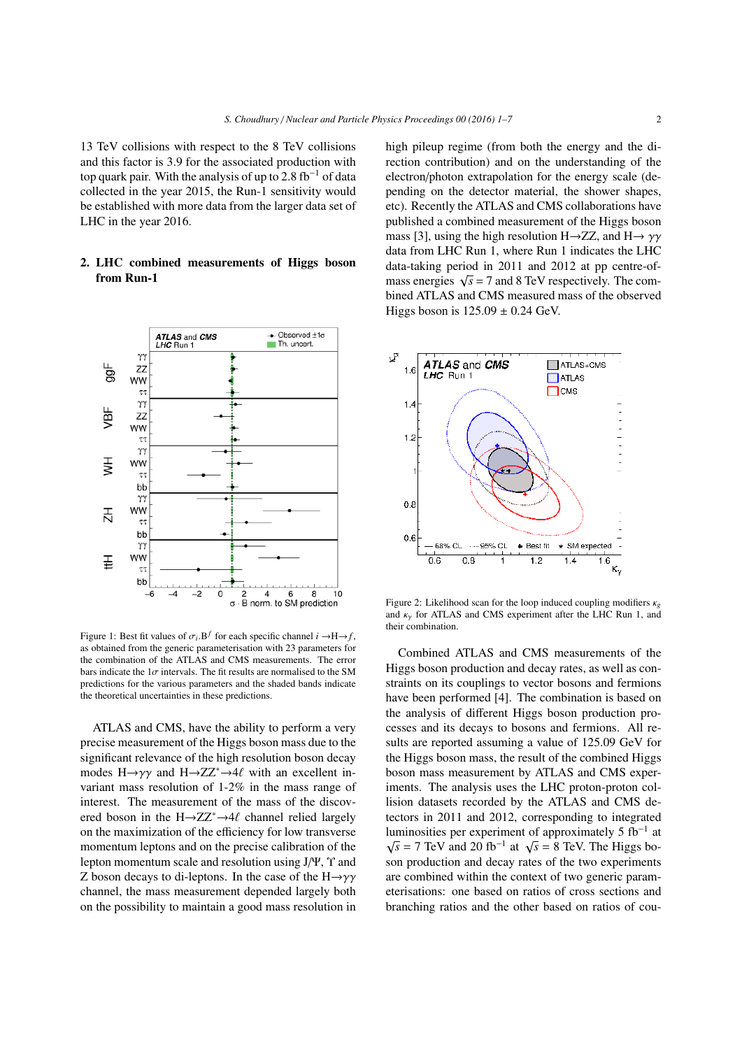13 TeV collisions with respect to the 8 TeV collisions and this factor is 3.9 for the associated production with top quark pair. With the analysis of up to 2.8 fb$^{-1}$ of data collected in the year 2015, the Run-1 sensitivity would be established with more data from the larger data set of LHC in the year 2016.

## 2. LHC combined measurements of Higgs boson from Run-1

Figure 1: Best fit values of $\sigma_i.B^f$ for each specific channel $i \rightarrow H \rightarrow f$, as obtained from the generic parameterisation with 23 parameters for the combination of the ATLAS and CMS measurements. The error bars indicate the 1$\sigma$ intervals. The fit results are normalised to the SM predictions for the various parameters and the shaded bands indicate the theoretical uncertainties in these predictions.

ATLAS and CMS, have the ability to perform a very precise measurement of the Higgs boson mass due to the significant relevance of the high resolution boson decay modes $H \rightarrow \gamma\gamma$ and $H \rightarrow ZZ^* \rightarrow 4\ell$ with an excellent invariant mass resolution of 1-2% in the mass range of interest. The measurement of the mass of the discovered boson in the $H \rightarrow ZZ^* \rightarrow 4\ell$ channel relied largely on the maximization of the efficiency for low transverse momentum leptons and on the precise calibration of the lepton momentum scale and resolution using J/$\Psi$, $\Upsilon$ and Z boson decays to di-leptons. In the case of the $H \rightarrow \gamma\gamma$ channel, the mass measurement depended largely both on the possibility to maintain a good mass resolution in high pileup regime (from both the energy and the direction contribution) and on the understanding of the electron/photon extrapolation for the energy scale (depending on the detector material, the shower shapes, etc). Recently the ATLAS and CMS collaborations have published a combined measurement of the Higgs boson mass [3], using the high resolution $H \rightarrow ZZ$, and $H \rightarrow \gamma\gamma$ data from LHC Run 1, where Run 1 indicates the LHC data-taking period in 2011 and 2012 at pp centre-of-mass energies $\sqrt{s} = 7$ and 8 TeV respectively. The combined ATLAS and CMS measured mass of the observed Higgs boson is 125.09 ± 0.24 GeV.

Figure 2: Likelihood scan for the loop induced coupling modifiers $\kappa_g$ and $\kappa_\gamma$ for ATLAS and CMS experiment after the LHC Run 1, and their combination.

Combined ATLAS and CMS measurements of the Higgs boson production and decay rates, as well as constraints on its couplings to vector bosons and fermions have been performed [4]. The combination is based on the analysis of different Higgs boson production processes and its decays to bosons and fermions. All results are reported assuming a value of 125.09 GeV for the Higgs boson mass, the result of the combined Higgs boson mass measurement by ATLAS and CMS experiments. The analysis uses the LHC proton-proton collision datasets recorded by the ATLAS and CMS detectors in 2011 and 2012, corresponding to integrated luminosities per experiment of approximately 5 fb$^{-1}$ at $\sqrt{s} = 7$ TeV and 20 fb$^{-1}$ at $\sqrt{s} = 8$ TeV. The Higgs boson production and decay rates of the two experiments are combined within the context of two generic parameterisations: one based on ratios of cross sections and branching ratios and the other based on ratios of cou-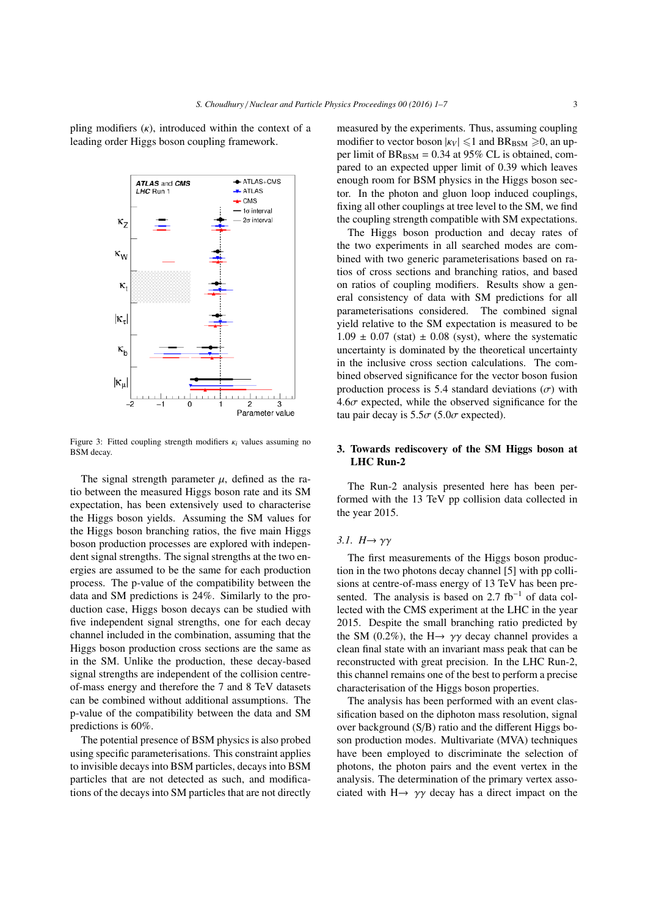pling modifiers ($\kappa$), introduced within the context of a leading order Higgs boson coupling framework.

Figure 3: Fitted coupling strength modifiers $\kappa_i$ values assuming no BSM decay.

The signal strength parameter $\mu$, defined as the ratio between the measured Higgs boson rate and its SM expectation, has been extensively used to characterise the Higgs boson yields. Assuming the SM values for the Higgs boson branching ratios, the five main Higgs boson production processes are explored with independent signal strengths. The signal strengths at the two energies are assumed to be the same for each production process. The p-value of the compatibility between the data and SM predictions is 24%. Similarly to the production case, Higgs boson decays can be studied with five independent signal strengths, one for each decay channel included in the combination, assuming that the Higgs boson production cross sections are the same as in the SM. Unlike the production, these decay-based signal strengths are independent of the collision centre-of-mass energy and therefore the 7 and 8 TeV datasets can be combined without additional assumptions. The p-value of the compatibility between the data and SM predictions is 60%.

The potential presence of BSM physics is also probed using specific parameterisations. This constraint applies to invisible decays into BSM particles, decays into BSM particles that are not detected as such, and modifications of the decays into SM particles that are not directly measured by the experiments. Thus, assuming coupling modifier to vector boson $|\kappa_V| \leqslant 1$ and $\mathrm{BR}_{\mathrm{BSM}} \geqslant 0$, an upper limit of $\mathrm{BR}_{\mathrm{BSM}} = 0.34$ at 95% CL is obtained, compared to an expected upper limit of 0.39 which leaves enough room for BSM physics in the Higgs boson sector. In the photon and gluon loop induced couplings, fixing all other couplings at tree level to the SM, we find the coupling strength compatible with SM expectations.

The Higgs boson production and decay rates of the two experiments in all searched modes are combined with two generic parameterisations based on ratios of cross sections and branching ratios, and based on ratios of coupling modifiers. Results show a general consistency of data with SM predictions for all parameterisations considered. The combined signal yield relative to the SM expectation is measured to be $1.09 \pm 0.07$ (stat) $\pm$ 0.08 (syst), where the systematic uncertainty is dominated by the theoretical uncertainty in the inclusive cross section calculations. The combined observed significance for the vector boson fusion production process is 5.4 standard deviations ($\sigma$) with $4.6\sigma$ expected, while the observed significance for the tau pair decay is $5.5\sigma$ ($5.0\sigma$ expected).

## 3. Towards rediscovery of the SM Higgs boson at LHC Run-2

The Run-2 analysis presented here has been performed with the 13 TeV pp collision data collected in the year 2015.

### 3.1. $H \rightarrow \gamma\gamma$

The first measurements of the Higgs boson production in the two photons decay channel [5] with pp collisions at centre-of-mass energy of 13 TeV has been presented. The analysis is based on 2.7 $\mathrm{fb}^{-1}$ of data collected with the CMS experiment at the LHC in the year 2015. Despite the small branching ratio predicted by the SM (0.2%), the $\mathrm{H} \rightarrow \gamma\gamma$ decay channel provides a clean final state with an invariant mass peak that can be reconstructed with great precision. In the LHC Run-2, this channel remains one of the best to perform a precise characterisation of the Higgs boson properties.

The analysis has been performed with an event classification based on the diphoton mass resolution, signal over background (S/B) ratio and the different Higgs boson production modes. Multivariate (MVA) techniques have been employed to discriminate the selection of photons, the photon pairs and the event vertex in the analysis. The determination of the primary vertex associated with $\mathrm{H} \rightarrow \gamma\gamma$ decay has a direct impact on the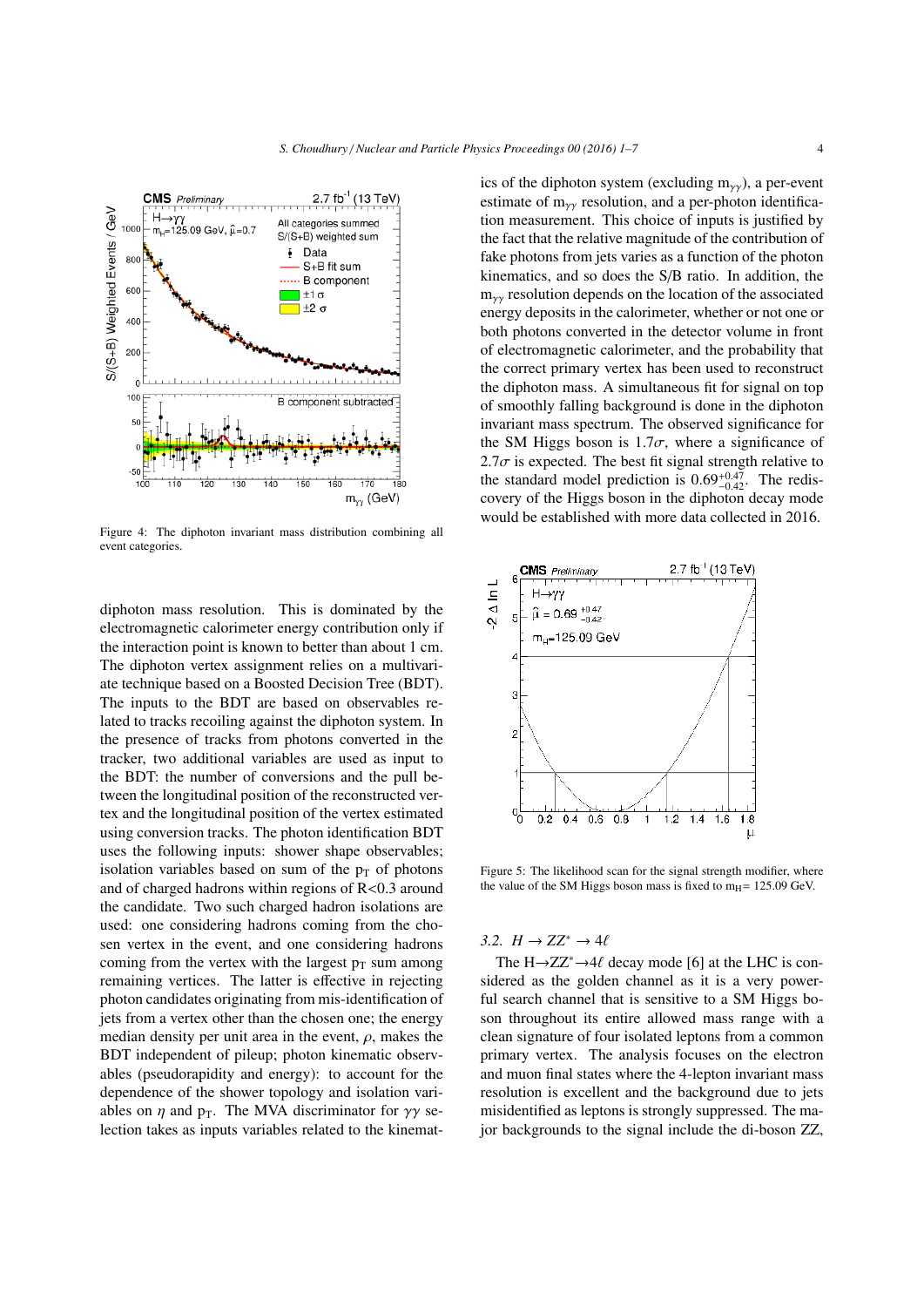Figure 4: The diphoton invariant mass distribution combining all event categories.

diphoton mass resolution. This is dominated by the electromagnetic calorimeter energy contribution only if the interaction point is known to better than about 1 cm. The diphoton vertex assignment relies on a multivariate technique based on a Boosted Decision Tree (BDT). The inputs to the BDT are based on observables related to tracks recoiling against the diphoton system. In the presence of tracks from photons converted in the tracker, two additional variables are used as input to the BDT: the number of conversions and the pull between the longitudinal position of the reconstructed vertex and the longitudinal position of the vertex estimated using conversion tracks. The photon identification BDT uses the following inputs: shower shape observables; isolation variables based on sum of the $p_T$ of photons and of charged hadrons within regions of R<0.3 around the candidate. Two such charged hadron isolations are used: one considering hadrons coming from the chosen vertex in the event, and one considering hadrons coming from the vertex with the largest $p_T$ sum among remaining vertices. The latter is effective in rejecting photon candidates originating from mis-identification of jets from a vertex other than the chosen one; the energy median density per unit area in the event, $\rho$, makes the BDT independent of pileup; photon kinematic observables (pseudorapidity and energy): to account for the dependence of the shower topology and isolation variables on $\eta$ and $p_T$. The MVA discriminator for $\gamma\gamma$ selection takes as inputs variables related to the kinematics of the diphoton system (excluding $m_{\gamma\gamma}$), a per-event estimate of $m_{\gamma\gamma}$ resolution, and a per-photon identification measurement. This choice of inputs is justified by the fact that the relative magnitude of the contribution of fake photons from jets varies as a function of the photon kinematics, and so does the S/B ratio. In addition, the $m_{\gamma\gamma}$ resolution depends on the location of the associated energy deposits in the calorimeter, whether or not one or both photons converted in the detector volume in front of electromagnetic calorimeter, and the probability that the correct primary vertex has been used to reconstruct the diphoton mass. A simultaneous fit for signal on top of smoothly falling background is done in the diphoton invariant mass spectrum. The observed significance for the SM Higgs boson is $1.7\sigma$, where a significance of $2.7\sigma$ is expected. The best fit signal strength relative to the standard model prediction is $0.69^{+0.47}_{-0.42}$. The rediscovery of the Higgs boson in the diphoton decay mode would be established with more data collected in 2016.

Figure 5: The likelihood scan for the signal strength modifier, where the value of the SM Higgs boson mass is fixed to $m_H$= 125.09 GeV.

### 3.2. $H \to ZZ^* \to 4\ell$

The $H \to ZZ^* \to 4\ell$ decay mode [6] at the LHC is considered as the golden channel as it is a very powerful search channel that is sensitive to a SM Higgs boson throughout its entire allowed mass range with a clean signature of four isolated leptons from a common primary vertex. The analysis focuses on the electron and muon final states where the 4-lepton invariant mass resolution is excellent and the background due to jets misidentified as leptons is strongly suppressed. The major backgrounds to the signal include the di-boson ZZ,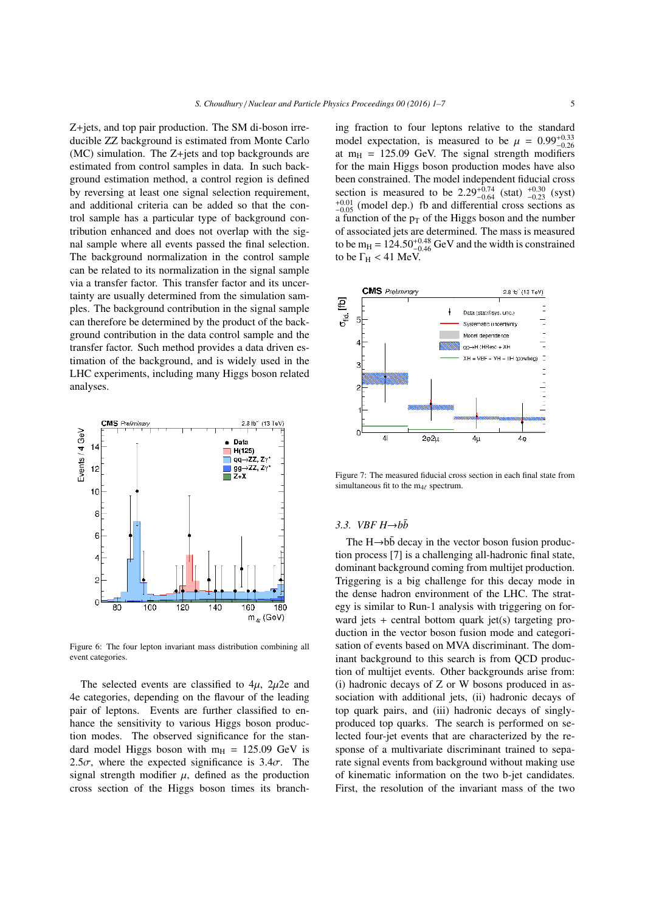Z+jets, and top pair production. The SM di-boson irreducible ZZ background is estimated from Monte Carlo (MC) simulation. The Z+jets and top backgrounds are estimated from control samples in data. In such background estimation method, a control region is defined by reversing at least one signal selection requirement, and additional criteria can be added so that the control sample has a particular type of background contribution enhanced and does not overlap with the signal sample where all events passed the final selection. The background normalization in the control sample can be related to its normalization in the signal sample via a transfer factor. This transfer factor and its uncertainty are usually determined from the simulation samples. The background contribution in the signal sample can therefore be determined by the product of the background contribution in the data control sample and the transfer factor. Such method provides a data driven estimation of the background, and is widely used in the LHC experiments, including many Higgs boson related analyses.

Figure 6: The four lepton invariant mass distribution combining all event categories.

The selected events are classified to $4\mu$, $2\mu 2e$ and $4e$ categories, depending on the flavour of the leading pair of leptons. Events are further classified to enhance the sensitivity to various Higgs boson production modes. The observed significance for the standard model Higgs boson with $m_H = 125.09$ GeV is $2.5\sigma$, where the expected significance is $3.4\sigma$. The signal strength modifier $\mu$, defined as the production cross section of the Higgs boson times its branching fraction to four leptons relative to the standard model expectation, is measured to be $\mu = 0.99^{+0.33}_{-0.26}$ at $m_H = 125.09$ GeV. The signal strength modifiers for the main Higgs boson production modes have also been constrained. The model independent fiducial cross section is measured to be $2.29^{+0.74}_{-0.64}$ (stat) $^{+0.30}_{-0.23}$ (syst) $^{+0.01}_{-0.05}$ (model dep.) fb and differential cross sections as a function of the $p_T$ of the Higgs boson and the number of associated jets are determined. The mass is measured to be $m_H = 124.50^{+0.48}_{-0.46}$ GeV and the width is constrained to be $\Gamma_H < 41$ MeV.

Figure 7: The measured fiducial cross section in each final state from simultaneous fit to the $m_{4\ell}$ spectrum.

### 3.3. VBF $H \to b\bar{b}$

The $H \to b\bar{b}$ decay in the vector boson fusion production process [7] is a challenging all-hadronic final state, dominant background coming from multijet production. Triggering is a big challenge for this decay mode in the dense hadron environment of the LHC. The strategy is similar to Run-1 analysis with triggering on forward jets + central bottom quark jet(s) targeting production in the vector boson fusion mode and categorisation of events based on MVA discriminant. The dominant background to this search is from QCD production of multijet events. Other backgrounds arise from: (i) hadronic decays of Z or W bosons produced in association with additional jets, (ii) hadronic decays of top quark pairs, and (iii) hadronic decays of singly-produced top quarks. The search is performed on selected four-jet events that are characterized by the response of a multivariate discriminant trained to separate signal events from background without making use of kinematic information on the two b-jet candidates. First, the resolution of the invariant mass of the two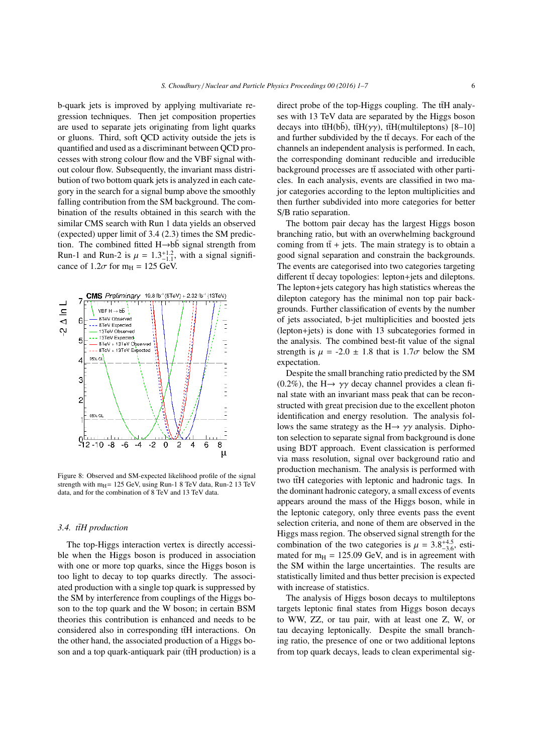b-quark jets is improved by applying multivariate regression techniques. Then jet composition properties are used to separate jets originating from light quarks or gluons. Third, soft QCD activity outside the jets is quantified and used as a discriminant between QCD processes with strong colour flow and the VBF signal without colour flow. Subsequently, the invariant mass distribution of two bottom quark jets is analyzed in each category in the search for a signal bump above the smoothly falling contribution from the SM background. The combination of the results obtained in this search with the similar CMS search with Run 1 data yields an observed (expected) upper limit of 3.4 (2.3) times the SM prediction. The combined fitted H→b$\bar{\text{b}}$ signal strength from Run-1 and Run-2 is $\mu = 1.3^{+1.2}_{-1.1}$, with a signal significance of 1.2$\sigma$ for $m_H$ = 125 GeV.

Figure 8: Observed and SM-expected likelihood profile of the signal strength with $m_H$= 125 GeV, using Run-1 8 TeV data, Run-2 13 TeV data, and for the combination of 8 TeV and 13 TeV data.

### 3.4. *t$\bar{t}$H production*

The top-Higgs interaction vertex is directly accessible when the Higgs boson is produced in association with one or more top quarks, since the Higgs boson is too light to decay to top quarks directly. The associated production with a single top quark is suppressed by the SM by interference from couplings of the Higgs boson to the top quark and the W boson; in certain BSM theories this contribution is enhanced and needs to be considered also in corresponding t$\bar{t}$H interactions. On the other hand, the associated production of a Higgs boson and a top quark-antiquark pair (t$\bar{t}$H production) is a direct probe of the top-Higgs coupling. The t$\bar{t}$H analyses with 13 TeV data are separated by the Higgs boson decays into t$\bar{t}$H(b$\bar{\text{b}}$), t$\bar{t}$H($\gamma\gamma$), t$\bar{t}$H(multileptons) [8–10] and further subdivided by the t$\bar{t}$ decays. For each of the channels an independent analysis is performed. In each, the corresponding dominant reducible and irreducible background processes are t$\bar{t}$ associated with other particles. In each analysis, events are classified in two major categories according to the lepton multiplicities and then further subdivided into more categories for better S/B ratio separation.

The bottom pair decay has the largest Higgs boson branching ratio, but with an overwhelming background coming from t$\bar{t}$ + jets. The main strategy is to obtain a good signal separation and constrain the backgrounds. The events are categorised into two categories targeting different t$\bar{t}$ decay topologies: lepton+jets and dileptons. The lepton+jets category has high statistics whereas the dilepton category has the minimal non top pair backgrounds. Further classification of events by the number of jets associated, b-jet multiplicities and boosted jets (lepton+jets) is done with 13 subcategories formed in the analysis. The combined best-fit value of the signal strength is $\mu$ = -2.0 ± 1.8 that is 1.7$\sigma$ below the SM expectation.

Despite the small branching ratio predicted by the SM (0.2%), the H→ $\gamma\gamma$ decay channel provides a clean final state with an invariant mass peak that can be reconstructed with great precision due to the excellent photon identification and energy resolution. The analysis follows the same strategy as the H→ $\gamma\gamma$ analysis. Diphoton selection to separate signal from background is done using BDT approach. Event classification is performed via mass resolution, signal over background ratio and production mechanism. The analysis is performed with two t$\bar{t}$H categories with leptonic and hadronic tags. In the dominant hadronic category, a small excess of events appears around the mass of the Higgs boson, while in the leptonic category, only three events pass the event selection criteria, and none of them are observed in the Higgs mass region. The observed signal strength for the combination of the two categories is $\mu = 3.8^{+4.5}_{-3.6}$, estimated for $m_H$ = 125.09 GeV, and is in agreement with the SM within the large uncertainties. The results are statistically limited and thus better precision is expected with increase of statistics.

The analysis of Higgs boson decays to multileptons targets leptonic final states from Higgs boson decays to WW, ZZ, or tau pair, with at least one Z, W, or tau decaying leptonically. Despite the small branching ratio, the presence of one or two additional leptons from top quark decays, leads to clean experimental sig-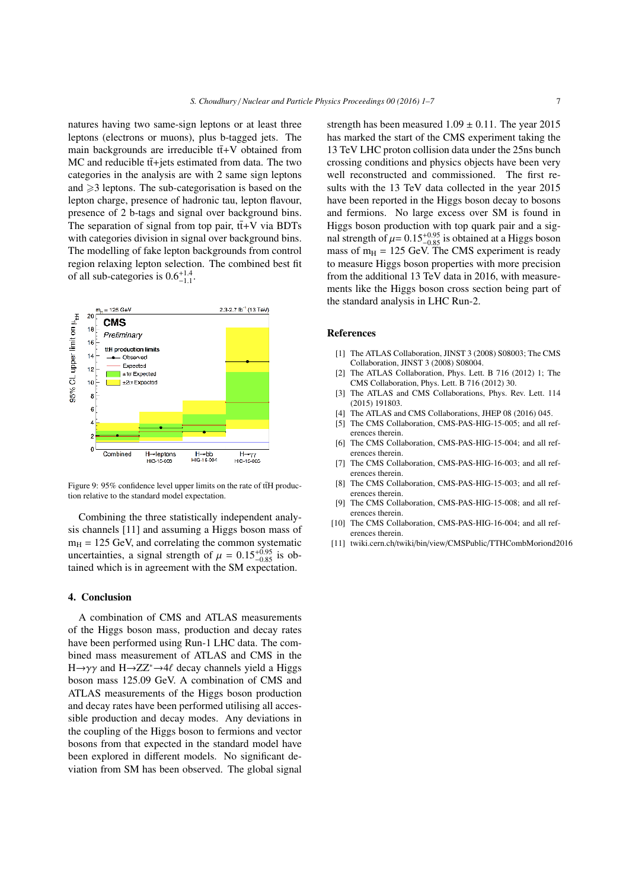natures having two same-sign leptons or at least three leptons (electrons or muons), plus b-tagged jets. The main backgrounds are irreducible $t\bar{t}$+V obtained from MC and reducible $t\bar{t}$+jets estimated from data. The two categories in the analysis are with 2 same sign leptons and $\geqslant$3 leptons. The sub-categorisation is based on the lepton charge, presence of hadronic tau, lepton flavour, presence of 2 b-tags and signal over background bins. The separation of signal from top pair, $t\bar{t}$+V via BDTs with categories division in signal over background bins. The modelling of fake lepton backgrounds from control region relaxing lepton selection. The combined best fit of all sub-categories is $0.6^{+1.4}_{-1.1}$.

$m_H$ = 125 GeV
2.3-2.7 fb$^{-1}$ (13 TeV)
CMS
*Preliminary*
ttH production limits
Observed
Expected
±1σ Expected
±2σ Expected
95% CL upper limit on $\mu_{ttH}$
Combined
H→leptons HIG-15-008
H→bb HIG-16-004
H→γγ HIG-15-005

Figure 9: 95% confidence level upper limits on the rate of $t\bar{t}$H production relative to the standard model expectation.

Combining the three statistically independent analysis channels [11] and assuming a Higgs boson mass of $m_H$ = 125 GeV, and correlating the common systematic uncertainties, a signal strength of $\mu = 0.15^{+0.95}_{-0.85}$ is obtained which is in agreement with the SM expectation.

## 4. Conclusion

A combination of CMS and ATLAS measurements of the Higgs boson mass, production and decay rates have been performed using Run-1 LHC data. The combined mass measurement of ATLAS and CMS in the $H\rightarrow\gamma\gamma$ and $H\rightarrow ZZ^*\rightarrow 4\ell$ decay channels yield a Higgs boson mass 125.09 GeV. A combination of CMS and ATLAS measurements of the Higgs boson production and decay rates have been performed utilising all accessible production and decay modes. Any deviations in the coupling of the Higgs boson to fermions and vector bosons from that expected in the standard model have been explored in different models. No significant deviation from SM has been observed. The global signal strength has been measured $1.09 \pm 0.11$. The year 2015 has marked the start of the CMS experiment taking the 13 TeV LHC proton collision data under the 25ns bunch crossing conditions and physics objects have been very well reconstructed and commissioned. The first results with the 13 TeV data collected in the year 2015 have been reported in the Higgs boson decay to bosons and fermions. No large excess over SM is found in Higgs boson production with top quark pair and a signal strength of $\mu = 0.15^{+0.95}_{-0.85}$ is obtained at a Higgs boson mass of $m_H$ = 125 GeV. The CMS experiment is ready to measure Higgs boson properties with more precision from the additional 13 TeV data in 2016, with measurements like the Higgs boson cross section being part of the standard analysis in LHC Run-2.

## References

[1] The ATLAS Collaboration, JINST 3 (2008) S08003; The CMS Collaboration, JINST 3 (2008) S08004.

[2] The ATLAS Collaboration, Phys. Lett. B 716 (2012) 1; The CMS Collaboration, Phys. Lett. B 716 (2012) 30.

[3] The ATLAS and CMS Collaborations, Phys. Rev. Lett. 114 (2015) 191803.

[4] The ATLAS and CMS Collaborations, JHEP 08 (2016) 045.

[5] The CMS Collaboration, CMS-PAS-HIG-15-005; and all references therein.

[6] The CMS Collaboration, CMS-PAS-HIG-15-004; and all references therein.

[7] The CMS Collaboration, CMS-PAS-HIG-16-003; and all references therein.

[8] The CMS Collaboration, CMS-PAS-HIG-15-003; and all references therein.

[9] The CMS Collaboration, CMS-PAS-HIG-15-008; and all references therein.

[10] The CMS Collaboration, CMS-PAS-HIG-16-004; and all references therein.

[11] twiki.cern.ch/twiki/bin/view/CMSPublic/TTHCombMoriond2016